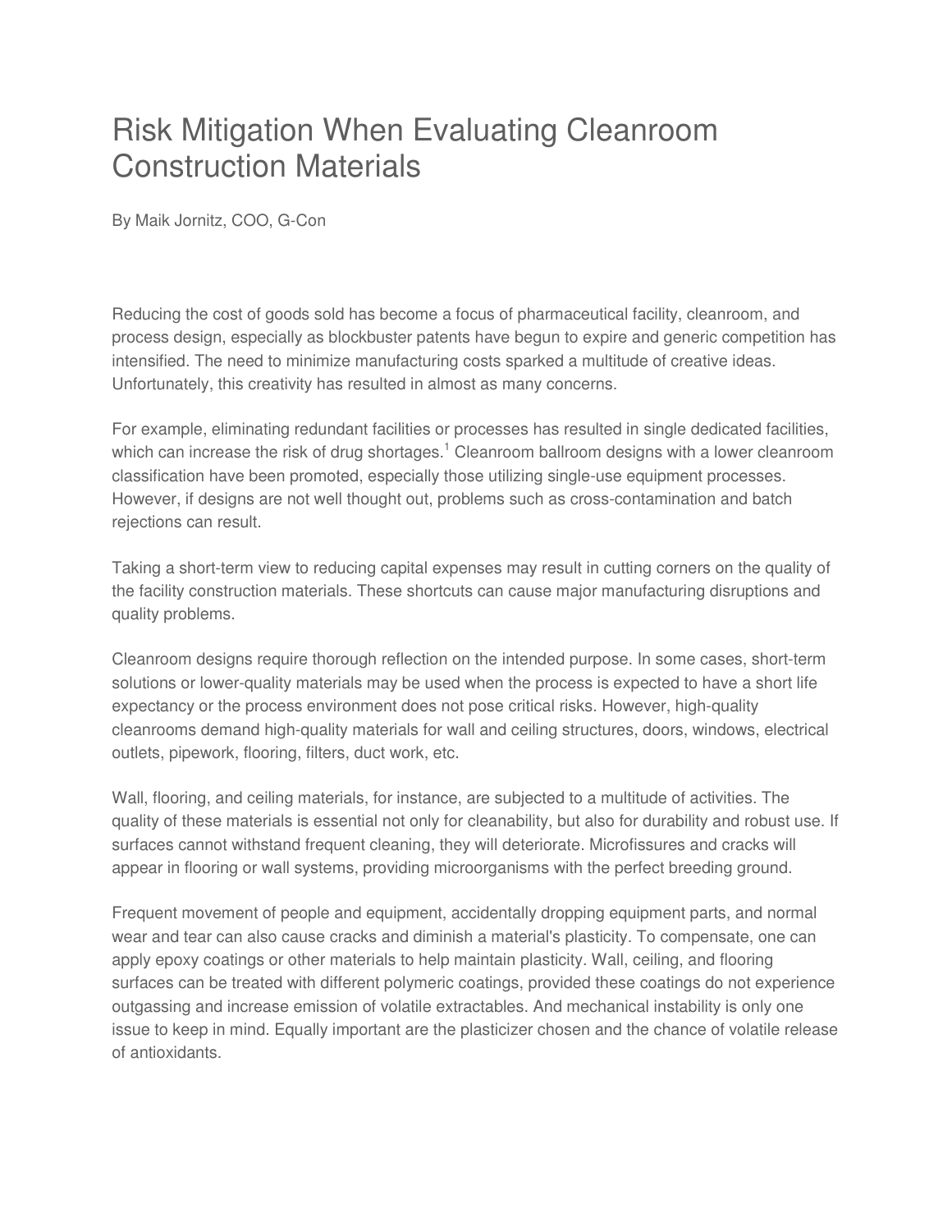# Risk Mitigation When Evaluating Cleanroom Construction Materials

By Maik Jornitz, COO, G-Con

Reducing the cost of goods sold has become a focus of pharmaceutical facility, cleanroom, and process design, especially as blockbuster patents have begun to expire and generic competition has intensified. The need to minimize manufacturing costs sparked a multitude of creative ideas. Unfortunately, this creativity has resulted in almost as many concerns.

For example, eliminating redundant facilities or processes has resulted in single dedicated facilities, which can increase the risk of drug shortages.[1] Cleanroom ballroom designs with a lower cleanroom classification have been promoted, especially those utilizing single-use equipment processes. However, if designs are not well thought out, problems such as cross-contamination and batch rejections can result.

Taking a short-term view to reducing capital expenses may result in cutting corners on the quality of the facility construction materials. These shortcuts can cause major manufacturing disruptions and quality problems.

Cleanroom designs require thorough reflection on the intended purpose. In some cases, short-term solutions or lower-quality materials may be used when the process is expected to have a short life expectancy or the process environment does not pose critical risks. However, high-quality cleanrooms demand high-quality materials for wall and ceiling structures, doors, windows, electrical outlets, pipework, flooring, filters, duct work, etc.

Wall, flooring, and ceiling materials, for instance, are subjected to a multitude of activities. The quality of these materials is essential not only for cleanability, but also for durability and robust use. If surfaces cannot withstand frequent cleaning, they will deteriorate. Microfissures and cracks will appear in flooring or wall systems, providing microorganisms with the perfect breeding ground.

Frequent movement of people and equipment, accidentally dropping equipment parts, and normal wear and tear can also cause cracks and diminish a material's plasticity. To compensate, one can apply epoxy coatings or other materials to help maintain plasticity. Wall, ceiling, and flooring surfaces can be treated with different polymeric coatings, provided these coatings do not experience outgassing and increase emission of volatile extractables. And mechanical instability is only one issue to keep in mind. Equally important are the plasticizer chosen and the chance of volatile release of antioxidants.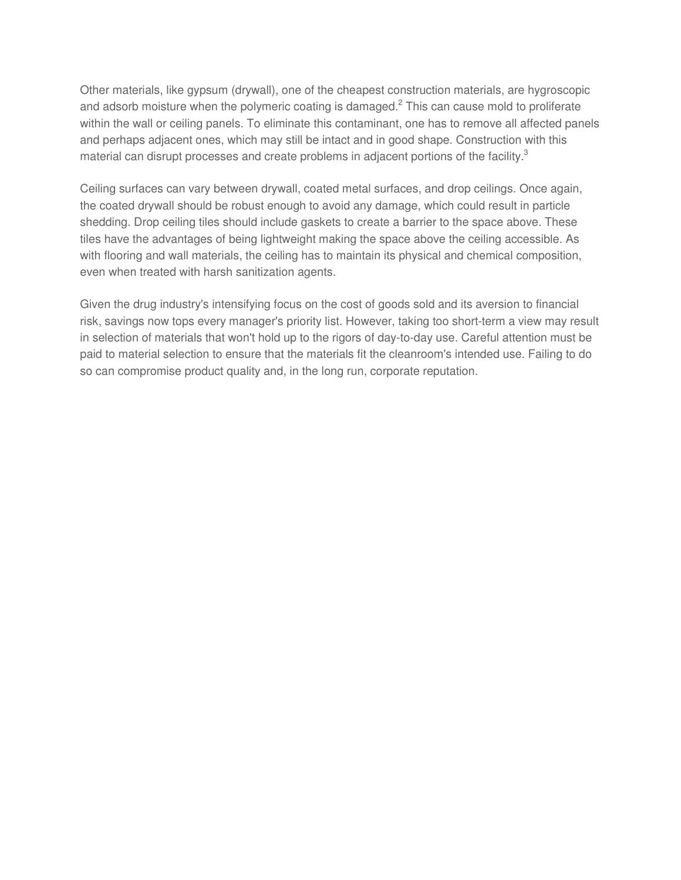Other materials, like gypsum (drywall), one of the cheapest construction materials, are hygroscopic and adsorb moisture when the polymeric coating is damaged.[2] This can cause mold to proliferate within the wall or ceiling panels. To eliminate this contaminant, one has to remove all affected panels and perhaps adjacent ones, which may still be intact and in good shape. Construction with this material can disrupt processes and create problems in adjacent portions of the facility.[3]

Ceiling surfaces can vary between drywall, coated metal surfaces, and drop ceilings. Once again, the coated drywall should be robust enough to avoid any damage, which could result in particle shedding. Drop ceiling tiles should include gaskets to create a barrier to the space above. These tiles have the advantages of being lightweight making the space above the ceiling accessible. As with flooring and wall materials, the ceiling has to maintain its physical and chemical composition, even when treated with harsh sanitization agents.

Given the drug industry's intensifying focus on the cost of goods sold and its aversion to financial risk, savings now tops every manager's priority list. However, taking too short-term a view may result in selection of materials that won't hold up to the rigors of day-to-day use. Careful attention must be paid to material selection to ensure that the materials fit the cleanroom's intended use. Failing to do so can compromise product quality and, in the long run, corporate reputation.